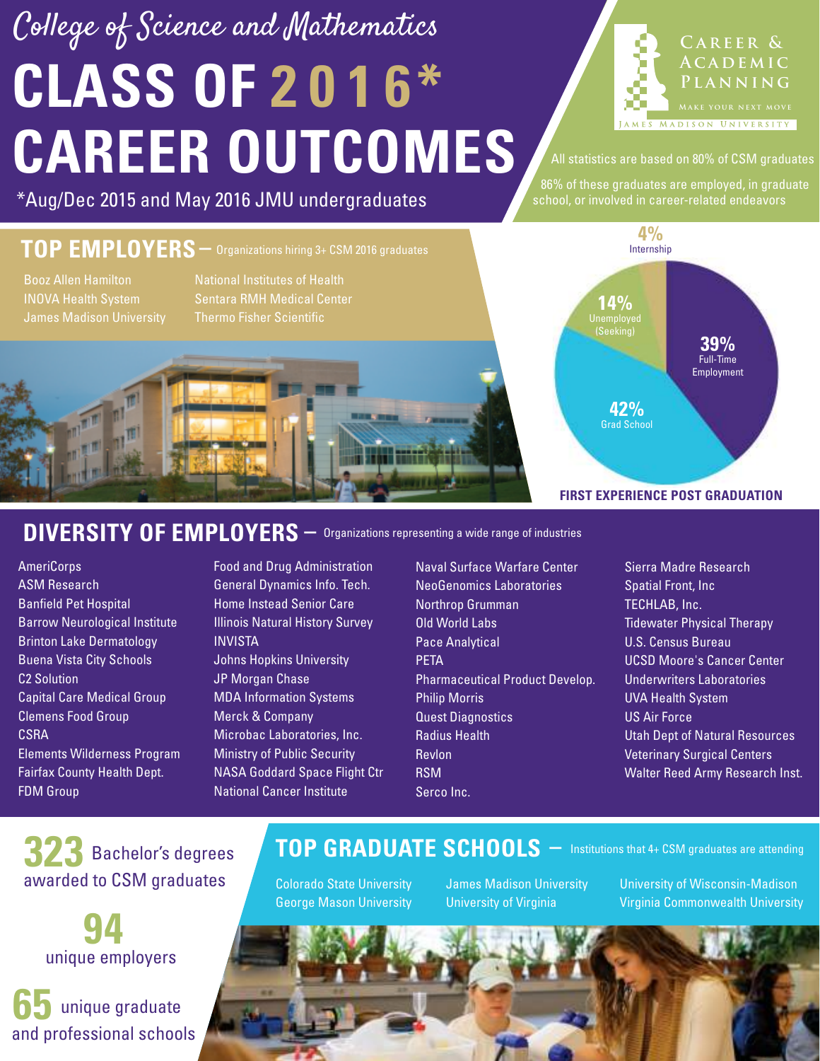# College of Science and Mathematics

# CLASS OF 2016* CAREER OUTCOMES

*Aug/Dec 2015 and May 2016 JMU undergraduates

CAREER & ACADEMIC PLANNING
MAKE YOUR NEXT MOVE
JAMES MADISON UNIVERSITY

All statistics are based on 80% of CSM graduates

86% of these graduates are employed, in graduate school, or involved in career-related endeavors

## TOP EMPLOYERS – Organizations hiring 3+ CSM 2016 graduates

- Booz Allen Hamilton
- INOVA Health System
- James Madison University
- National Institutes of Health
- Sentara RMH Medical Center
- Thermo Fisher Scientific

## FIRST EXPERIENCE POST GRADUATION

- 39% Full-Time Employment
- 42% Grad School
- 14% Unemployed (Seeking)
- 4% Internship

## DIVERSITY OF EMPLOYERS – Organizations representing a wide range of industries

- AmeriCorps
- ASM Research
- Banfield Pet Hospital
- Barrow Neurological Institute
- Brinton Lake Dermatology
- Buena Vista City Schools
- C2 Solution
- Capital Care Medical Group
- Clemens Food Group
- CSRA
- Elements Wilderness Program
- Fairfax County Health Dept.
- FDM Group
- Food and Drug Administration
- General Dynamics Info. Tech.
- Home Instead Senior Care
- Illinois Natural History Survey
- INVISTA
- Johns Hopkins University
- JP Morgan Chase
- MDA Information Systems
- Merck & Company
- Microbac Laboratories, Inc.
- Ministry of Public Security
- NASA Goddard Space Flight Ctr
- National Cancer Institute
- Naval Surface Warfare Center
- NeoGenomics Laboratories
- Northrop Grumman
- Old World Labs
- Pace Analytical
- PETA
- Pharmaceutical Product Develop.
- Philip Morris
- Quest Diagnostics
- Radius Health
- Revlon
- RSM
- Serco Inc.
- Sierra Madre Research
- Spatial Front, Inc
- TECHLAB, Inc.
- Tidewater Physical Therapy
- U.S. Census Bureau
- UCSD Moore's Cancer Center
- Underwriters Laboratories
- UVA Health System
- US Air Force
- Utah Dept of Natural Resources
- Veterinary Surgical Centers
- Walter Reed Army Research Inst.

**323** Bachelor's degrees awarded to CSM graduates

**94** unique employers

**65** unique graduate and professional schools

## TOP GRADUATE SCHOOLS – Institutions that 4+ CSM graduates are attending

- Colorado State University
- George Mason University
- James Madison University
- University of Virginia
- University of Wisconsin-Madison
- Virginia Commonwealth University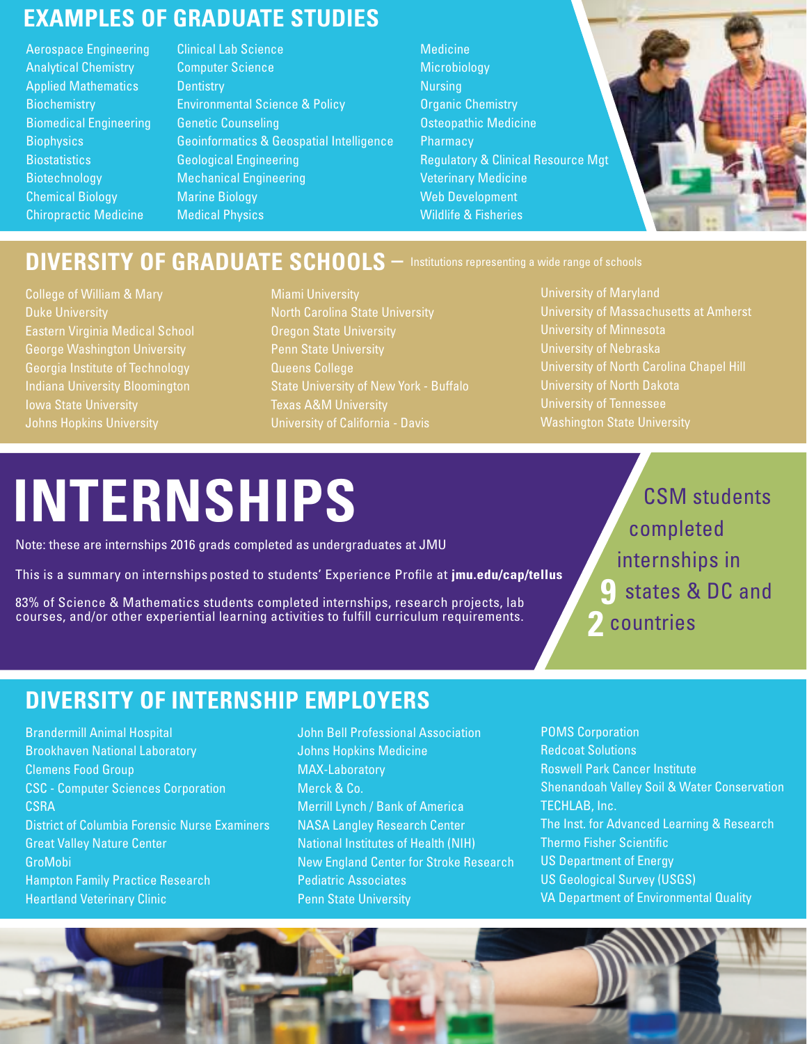## EXAMPLES OF GRADUATE STUDIES

Aerospace Engineering
Analytical Chemistry
Applied Mathematics
Biochemistry
Biomedical Engineering
Biophysics
Biostatistics
Biotechnology
Chemical Biology
Chiropractic Medicine
Clinical Lab Science
Computer Science
Dentistry
Environmental Science & Policy
Genetic Counseling
Geoinformatics & Geospatial Intelligence
Geological Engineering
Mechanical Engineering
Marine Biology
Medical Physics
Medicine
Microbiology
Nursing
Organic Chemistry
Osteopathic Medicine
Pharmacy
Regulatory & Clinical Resource Mgt
Veterinary Medicine
Web Development
Wildlife & Fisheries

## DIVERSITY OF GRADUATE SCHOOLS – Institutions representing a wide range of schools

College of William & Mary
Duke University
Eastern Virginia Medical School
George Washington University
Georgia Institute of Technology
Indiana University Bloomington
Iowa State University
Johns Hopkins University
Miami University
North Carolina State University
Oregon State University
Penn State University
Queens College
State University of New York - Buffalo
Texas A&M University
University of California - Davis
University of Maryland
University of Massachusetts at Amherst
University of Minnesota
University of Nebraska
University of North Carolina Chapel Hill
University of North Dakota
University of Tennessee
Washington State University

# INTERNSHIPS

Note: these are internships 2016 grads completed as undergraduates at JMU

This is a summary on internships posted to students' Experience Profile at **jmu.edu/cap/tellus**

83% of Science & Mathematics students completed internships, research projects, lab courses, and/or other experiential learning activities to fulfill curriculum requirements.

CSM students completed internships in **9** states & DC and **2** countries

## DIVERSITY OF INTERNSHIP EMPLOYERS

Brandermill Animal Hospital
Brookhaven National Laboratory
Clemens Food Group
CSC - Computer Sciences Corporation
CSRA
District of Columbia Forensic Nurse Examiners
Great Valley Nature Center
GroMobi
Hampton Family Practice Research
Heartland Veterinary Clinic
John Bell Professional Association
Johns Hopkins Medicine
MAX-Laboratory
Merck & Co.
Merrill Lynch / Bank of America
NASA Langley Research Center
National Institutes of Health (NIH)
New England Center for Stroke Research
Pediatric Associates
Penn State University
POMS Corporation
Redcoat Solutions
Roswell Park Cancer Institute
Shenandoah Valley Soil & Water Conservation
TECHLAB, Inc.
The Inst. for Advanced Learning & Research
Thermo Fisher Scientific
US Department of Energy
US Geological Survey (USGS)
VA Department of Environmental Quality